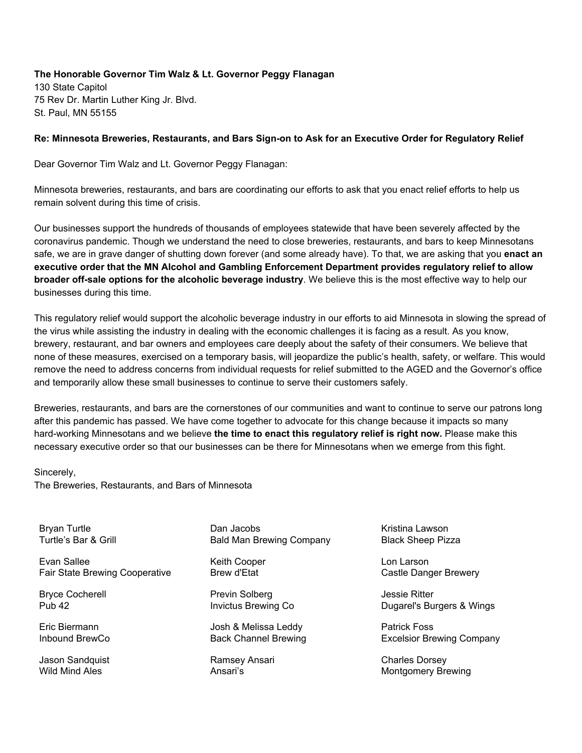**The Honorable Governor Tim Walz & Lt. Governor Peggy Flanagan**
130 State Capitol
75 Rev Dr. Martin Luther King Jr. Blvd.
St. Paul, MN 55155

**Re: Minnesota Breweries, Restaurants, and Bars Sign-on to Ask for an Executive Order for Regulatory Relief**

Dear Governor Tim Walz and Lt. Governor Peggy Flanagan:

Minnesota breweries, restaurants, and bars are coordinating our efforts to ask that you enact relief efforts to help us remain solvent during this time of crisis.

Our businesses support the hundreds of thousands of employees statewide that have been severely affected by the coronavirus pandemic. Though we understand the need to close breweries, restaurants, and bars to keep Minnesotans safe, we are in grave danger of shutting down forever (and some already have). To that, we are asking that you **enact an executive order that the MN Alcohol and Gambling Enforcement Department provides regulatory relief to allow broader off-sale options for the alcoholic beverage industry**. We believe this is the most effective way to help our businesses during this time.

This regulatory relief would support the alcoholic beverage industry in our efforts to aid Minnesota in slowing the spread of the virus while assisting the industry in dealing with the economic challenges it is facing as a result. As you know, brewery, restaurant, and bar owners and employees care deeply about the safety of their consumers. We believe that none of these measures, exercised on a temporary basis, will jeopardize the public's health, safety, or welfare. This would remove the need to address concerns from individual requests for relief submitted to the AGED and the Governor's office and temporarily allow these small businesses to continue to serve their customers safely.

Breweries, restaurants, and bars are the cornerstones of our communities and want to continue to serve our patrons long after this pandemic has passed. We have come together to advocate for this change because it impacts so many hard-working Minnesotans and we believe **the time to enact this regulatory relief is right now.** Please make this necessary executive order so that our businesses can be there for Minnesotans when we emerge from this fight.

Sincerely,
The Breweries, Restaurants, and Bars of Minnesota

Bryan Turtle
Turtle's Bar & Grill

Evan Sallee
Fair State Brewing Cooperative

Bryce Cocherell
Pub 42

Eric Biermann
Inbound BrewCo

Jason Sandquist
Wild Mind Ales

Dan Jacobs
Bald Man Brewing Company

Keith Cooper
Brew d'Etat

Previn Solberg
Invictus Brewing Co

Josh & Melissa Leddy
Back Channel Brewing

Ramsey Ansari
Ansari's

Kristina Lawson
Black Sheep Pizza

Lon Larson
Castle Danger Brewery

Jessie Ritter
Dugarel's Burgers & Wings

Patrick Foss
Excelsior Brewing Company

Charles Dorsey
Montgomery Brewing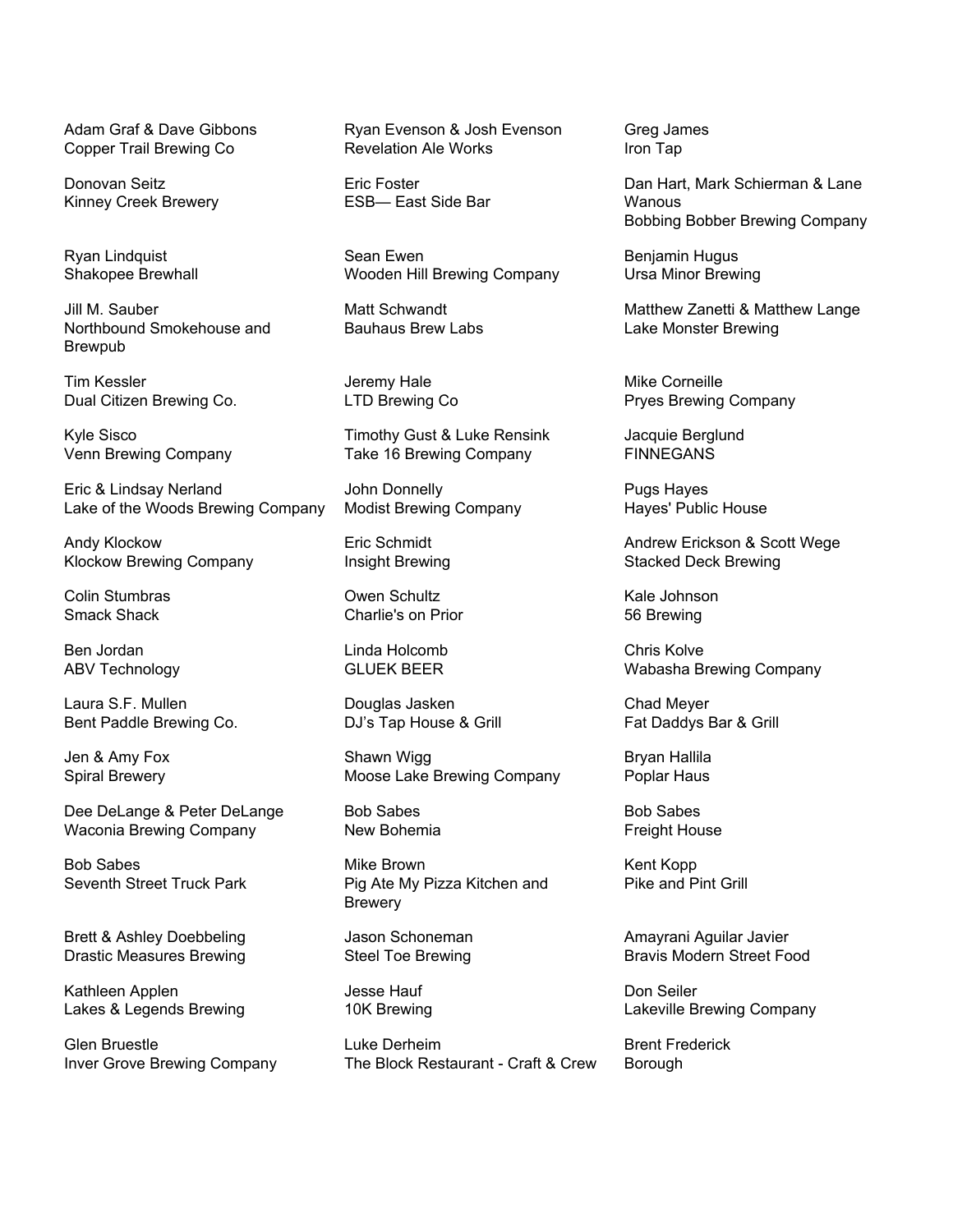Adam Graf & Dave Gibbons
Copper Trail Brewing Co

Donovan Seitz
Kinney Creek Brewery

Ryan Lindquist
Shakopee Brewhall

Jill M. Sauber
Northbound Smokehouse and Brewpub

Tim Kessler
Dual Citizen Brewing Co.

Kyle Sisco
Venn Brewing Company

Eric & Lindsay Nerland
Lake of the Woods Brewing Company

Andy Klockow
Klockow Brewing Company

Colin Stumbras
Smack Shack

Ben Jordan
ABV Technology

Laura S.F. Mullen
Bent Paddle Brewing Co.

Jen & Amy Fox
Spiral Brewery

Dee DeLange & Peter DeLange
Waconia Brewing Company

Bob Sabes
Seventh Street Truck Park

Brett & Ashley Doebbeling
Drastic Measures Brewing

Kathleen Applen
Lakes & Legends Brewing

Glen Bruestle
Inver Grove Brewing Company

Ryan Evenson & Josh Evenson
Revelation Ale Works

Eric Foster
ESB— East Side Bar

Sean Ewen
Wooden Hill Brewing Company

Matt Schwandt
Bauhaus Brew Labs

Jeremy Hale
LTD Brewing Co

Timothy Gust & Luke Rensink
Take 16 Brewing Company

John Donnelly
Modist Brewing Company

Eric Schmidt
Insight Brewing

Owen Schultz
Charlie's on Prior

Linda Holcomb
GLUEK BEER

Douglas Jasken
DJ's Tap House & Grill

Shawn Wigg
Moose Lake Brewing Company

Bob Sabes
New Bohemia

Mike Brown
Pig Ate My Pizza Kitchen and Brewery

Jason Schoneman
Steel Toe Brewing

Jesse Hauf
10K Brewing

Luke Derheim
The Block Restaurant - Craft & Crew

Greg James
Iron Tap

Dan Hart, Mark Schierman & Lane Wanous
Bobbing Bobber Brewing Company

Benjamin Hugus
Ursa Minor Brewing

Matthew Zanetti & Matthew Lange
Lake Monster Brewing

Mike Corneille
Pryes Brewing Company

Jacquie Berglund
FINNEGANS

Pugs Hayes
Hayes' Public House

Andrew Erickson & Scott Wege
Stacked Deck Brewing

Kale Johnson
56 Brewing

Chris Kolve
Wabasha Brewing Company

Chad Meyer
Fat Daddys Bar & Grill

Bryan Hallila
Poplar Haus

Bob Sabes
Freight House

Kent Kopp
Pike and Pint Grill

Amayrani Aguilar Javier
Bravis Modern Street Food

Don Seiler
Lakeville Brewing Company

Brent Frederick
Borough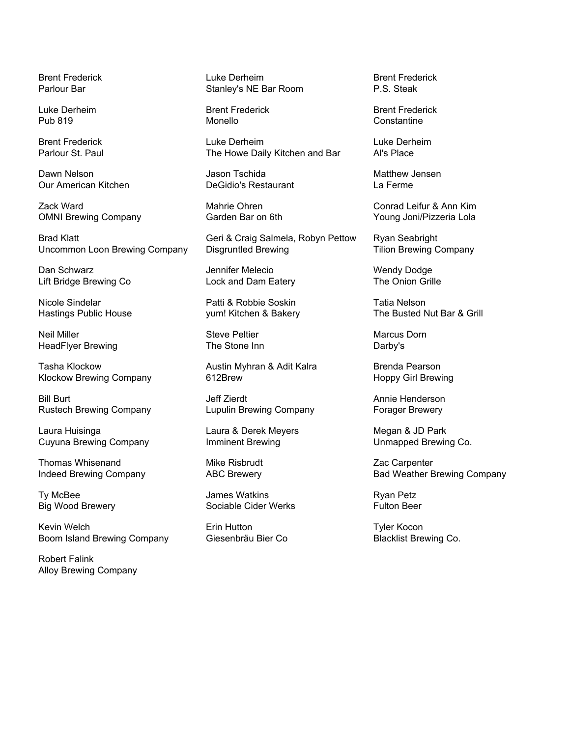Brent Frederick
Parlour Bar

Luke Derheim
Pub 819

Brent Frederick
Parlour St. Paul

Dawn Nelson
Our American Kitchen

Zack Ward
OMNI Brewing Company

Brad Klatt
Uncommon Loon Brewing Company

Dan Schwarz
Lift Bridge Brewing Co

Nicole Sindelar
Hastings Public House

Neil Miller
HeadFlyer Brewing

Tasha Klockow
Klockow Brewing Company

Bill Burt
Rustech Brewing Company

Laura Huisinga
Cuyuna Brewing Company

Thomas Whisenand
Indeed Brewing Company

Ty McBee
Big Wood Brewery

Kevin Welch
Boom Island Brewing Company

Robert Falink
Alloy Brewing Company

Luke Derheim
Stanley's NE Bar Room

Brent Frederick
Monello

Luke Derheim
The Howe Daily Kitchen and Bar

Jason Tschida
DeGidio's Restaurant

Mahrie Ohren
Garden Bar on 6th

Geri & Craig Salmela, Robyn Pettow
Disgruntled Brewing

Jennifer Melecio
Lock and Dam Eatery

Patti & Robbie Soskin
yum! Kitchen & Bakery

Steve Peltier
The Stone Inn

Austin Myhran & Adit Kalra
612Brew

Jeff Zierdt
Lupulin Brewing Company

Laura & Derek Meyers
Imminent Brewing

Mike Risbrudt
ABC Brewery

James Watkins
Sociable Cider Werks

Erin Hutton
Giesenbräu Bier Co

Brent Frederick
P.S. Steak

Brent Frederick
Constantine

Luke Derheim
Al's Place

Matthew Jensen
La Ferme

Conrad Leifur & Ann Kim
Young Joni/Pizzeria Lola

Ryan Seabright
Tilion Brewing Company

Wendy Dodge
The Onion Grille

Tatia Nelson
The Busted Nut Bar & Grill

Marcus Dorn
Darby's

Brenda Pearson
Hoppy Girl Brewing

Annie Henderson
Forager Brewery

Megan & JD Park
Unmapped Brewing Co.

Zac Carpenter
Bad Weather Brewing Company

Ryan Petz
Fulton Beer

Tyler Kocon
Blacklist Brewing Co.